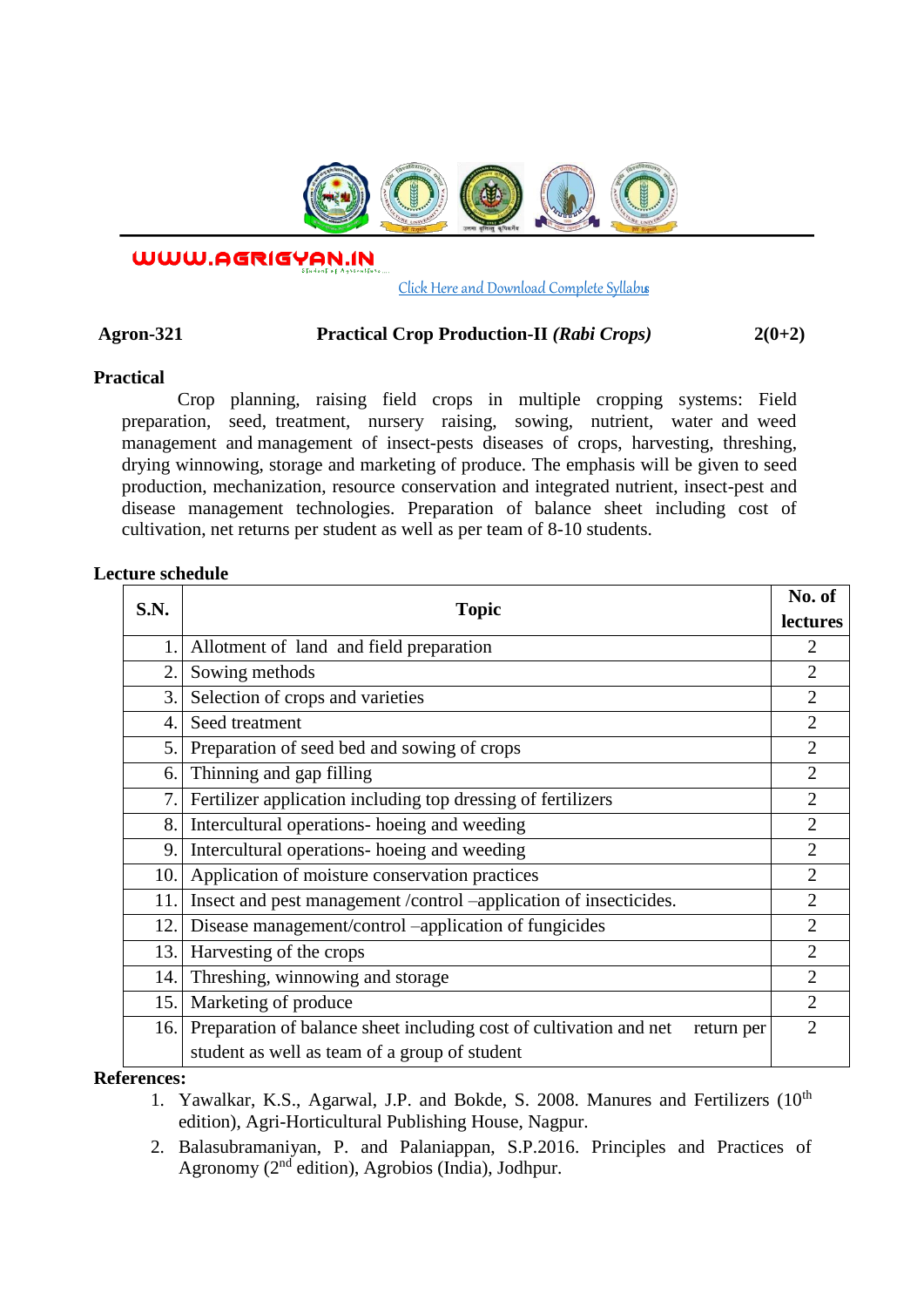WWW.AGRIGYAN.IN

Click Here and Download Complete Syllabus

**Agron-321 Practical Crop Production-II *(Rabi Crops)* 2(0+2)**

## Practical

Crop planning, raising field crops in multiple cropping systems: Field preparation, seed, treatment, nursery raising, sowing, nutrient, water and weed management and management of insect-pests diseases of crops, harvesting, threshing, drying winnowing, storage and marketing of produce. The emphasis will be given to seed production, mechanization, resource conservation and integrated nutrient, insect-pest and disease management technologies. Preparation of balance sheet including cost of cultivation, net returns per student as well as per team of 8-10 students.

## Lecture schedule

| S.N. | Topic | No. of lectures |
|---|---|---|
| 1. | Allotment of land and field preparation | 2 |
| 2. | Sowing methods | 2 |
| 3. | Selection of crops and varieties | 2 |
| 4. | Seed treatment | 2 |
| 5. | Preparation of seed bed and sowing of crops | 2 |
| 6. | Thinning and gap filling | 2 |
| 7. | Fertilizer application including top dressing of fertilizers | 2 |
| 8. | Intercultural operations- hoeing and weeding | 2 |
| 9. | Intercultural operations- hoeing and weeding | 2 |
| 10. | Application of moisture conservation practices | 2 |
| 11. | Insect and pest management /control –application of insecticides. | 2 |
| 12. | Disease management/control –application of fungicides | 2 |
| 13. | Harvesting of the crops | 2 |
| 14. | Threshing, winnowing and storage | 2 |
| 15. | Marketing of produce | 2 |
| 16. | Preparation of balance sheet including cost of cultivation and net return per student as well as team of a group of student | 2 |

## References:

1. Yawalkar, K.S., Agarwal, J.P. and Bokde, S. 2008. Manures and Fertilizers (10th edition), Agri-Horticultural Publishing House, Nagpur.
2. Balasubramaniyan, P. and Palaniappan, S.P.2016. Principles and Practices of Agronomy (2nd edition), Agrobios (India), Jodhpur.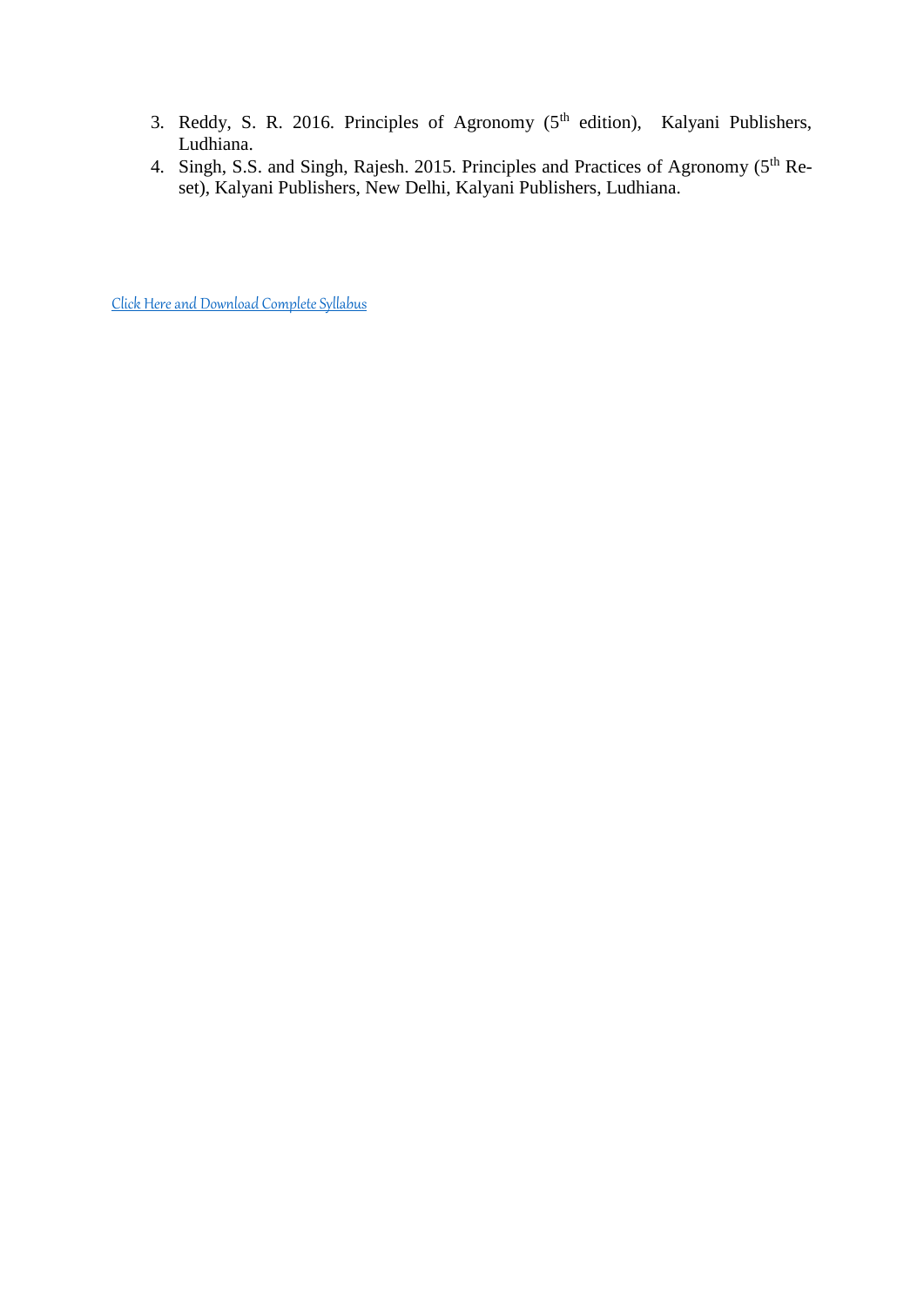3. Reddy, S. R. 2016. Principles of Agronomy (5$^{th}$ edition), Kalyani Publishers, Ludhiana.
4. Singh, S.S. and Singh, Rajesh. 2015. Principles and Practices of Agronomy (5$^{th}$ Re-set), Kalyani Publishers, New Delhi, Kalyani Publishers, Ludhiana.

Click Here and Download Complete Syllabus